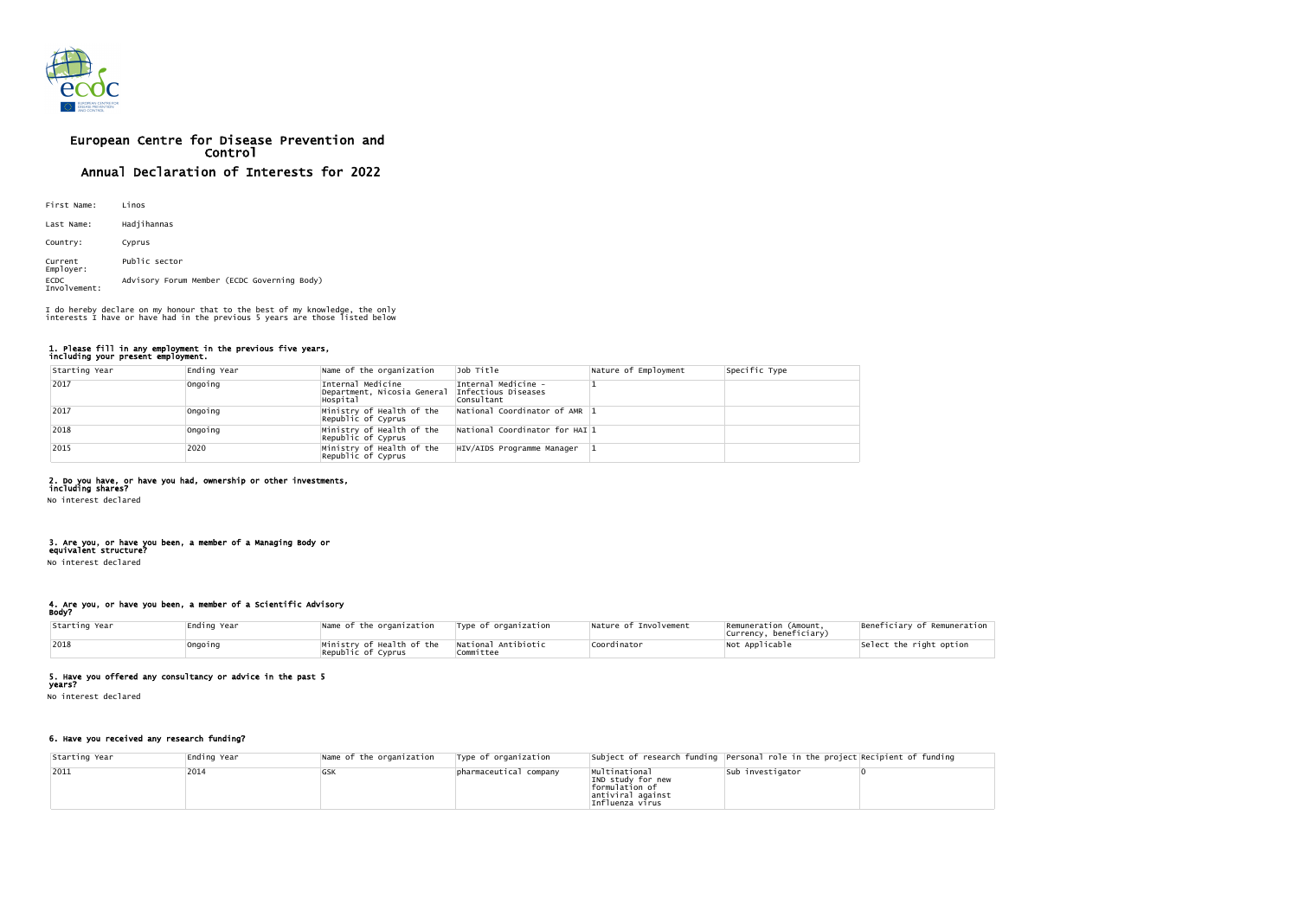# European Centre for Disease Prevention and Control

## Annual Declaration of Interests for 2022

First Name: Linos

Last Name: Hadjihannas

Country: Cyprus

Current Employer: Public sector

ECDC Involvement: Advisory Forum Member (ECDC Governing Body)

I do hereby declare on my honour that to the best of my knowledge, the only interests I have or have had in the previous 5 years are those listed below

#### 1. Please fill in any employment in the previous five years, including your present employment.

| Starting Year | Ending Year | Name of the organization | Job Title | Nature of Employment | Specific Type |
|---|---|---|---|---|---|
| 2017 | Ongoing | Internal Medicine Department, Nicosia General Hospital | Internal Medicine - Infectious Diseases Consultant | 1 | |
| 2017 | Ongoing | Ministry of Health of the Republic of Cyprus | National Coordinator of AMR | 1 | |
| 2018 | Ongoing | Ministry of Health of the Republic of Cyprus | National Coordinator for HAI | 1 | |
| 2015 | 2020 | Ministry of Health of the Republic of Cyprus | HIV/AIDS Programme Manager | 1 | |

#### 2. Do you have, or have you had, ownership or other investments, including shares?

No interest declared

#### 3. Are you, or have you been, a member of a Managing Body or equivalent structure?

No interest declared

#### 4. Are you, or have you been, a member of a Scientific Advisory Body?

| Starting Year | Ending Year | Name of the organization | Type of organization | Nature of Involvement | Remuneration (Amount, Currency, beneficiary) | Beneficiary of Remuneration |
|---|---|---|---|---|---|---|
| 2018 | Ongoing | Ministry of Health of the Republic of Cyprus | National Antibiotic Committee | Coordinator | Not Applicable | Select the right option |

#### 5. Have you offered any consultancy or advice in the past 5 years?

No interest declared

#### 6. Have you received any research funding?

| Starting Year | Ending Year | Name of the organization | Type of organization | Subject of research funding | Personal role in the project | Recipient of funding |
|---|---|---|---|---|---|---|
| 2011 | 2014 | GSK | pharmaceutical company | Multinational IND study for new formulation of antiviral against Influenza virus | Sub investigator | 0 |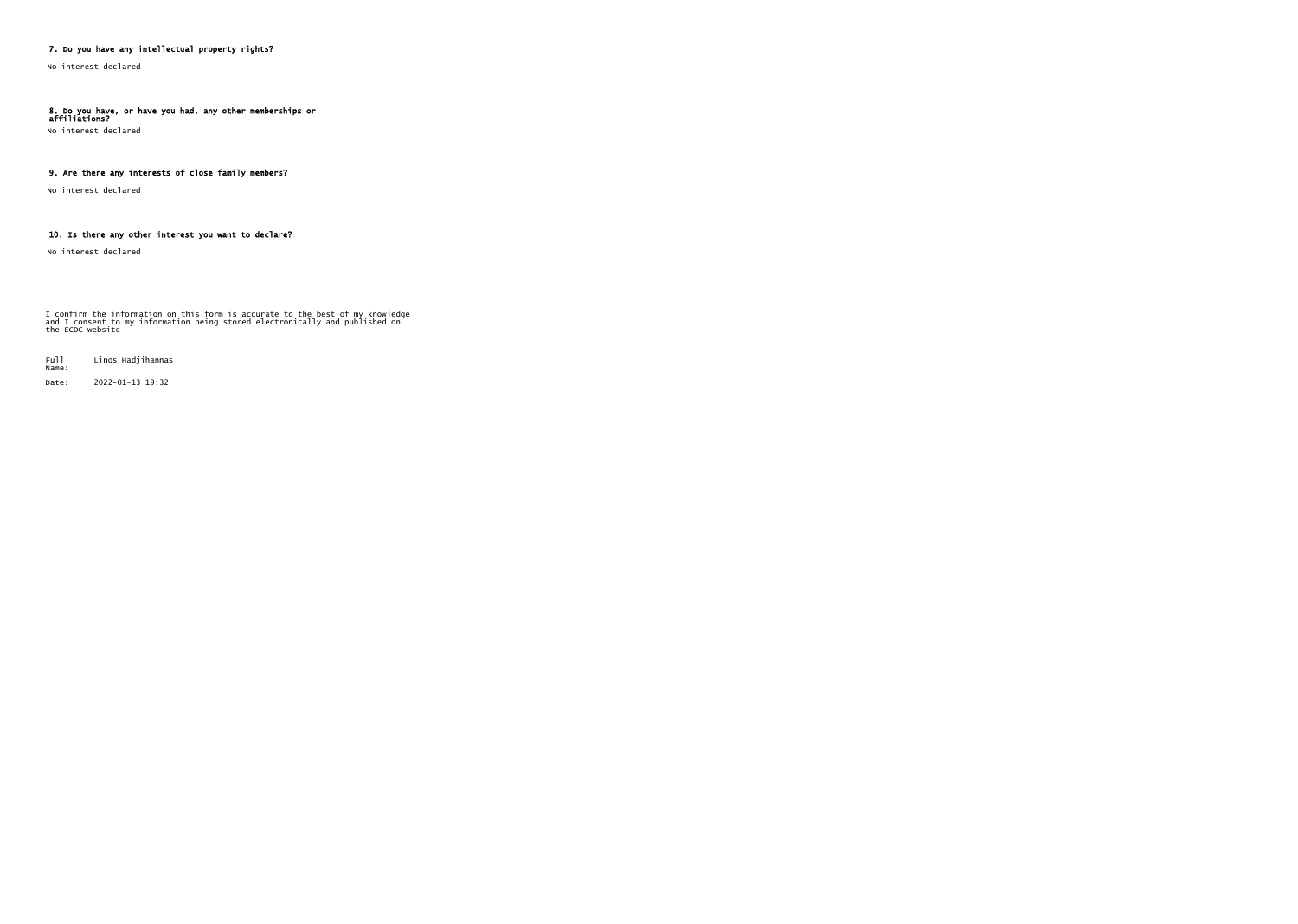**7. Do you have any intellectual property rights?**

No interest declared

**8. Do you have, or have you had, any other memberships or affiliations?**

No interest declared

**9. Are there any interests of close family members?**

No interest declared

**10. Is there any other interest you want to declare?**

No interest declared

I confirm the information on this form is accurate to the best of my knowledge and I consent to my information being stored electronically and published on the ECDC website

| | |
|---|---|
| Full Name: | Linos Hadjihannas |
| Date: | 2022-01-13 19:32 |